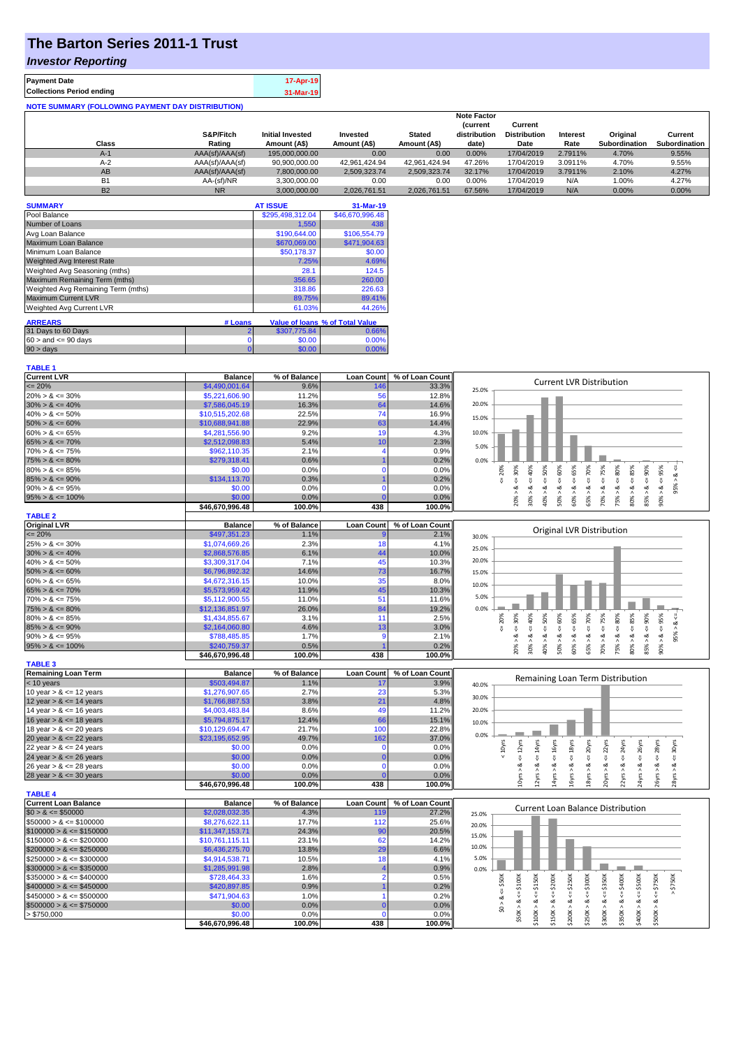# The Barton Series 2011-1 Trust

## *Investor Reporting*

| Payment Date | 17-Apr-19 |
|---|---|
| Collections Period ending | 31-Mar-19 |

**NOTE SUMMARY (FOLLOWING PAYMENT DAY DISTRIBUTION)**

| Class | S&P/Fitch Rating | Initial Invested Amount (A$) | Invested Amount (A$) | Stated Amount (A$) | Note Factor (current distribution date) | Current Distribution Date | Interest Rate | Original Subordination | Current Subordination |
|---|---|---|---|---|---|---|---|---|---|
| A-1 | AAA(sf)/AAA(sf) | 195,000,000.00 | 0.00 | 0.00 | 0.00% | 17/04/2019 | 2.7911% | 4.70% | 9.55% |
| A-2 | AAA(sf)/AAA(sf) | 90,900,000.00 | 42,961,424.94 | 42,961,424.94 | 47.26% | 17/04/2019 | 3.0911% | 4.70% | 9.55% |
| AB | AAA(sf)/AAA(sf) | 7,800,000.00 | 2,509,323.74 | 2,509,323.74 | 32.17% | 17/04/2019 | 3.7911% | 2.10% | 4.27% |
| B1 | AA-(sf)/NR | 3,300,000.00 | 0.00 | 0.00 | 0.00% | 17/04/2019 | N/A | 1.00% | 4.27% |
| B2 | NR | 3,000,000.00 | 2,026,761.51 | 2,026,761.51 | 67.56% | 17/04/2019 | N/A | 0.00% | 0.00% |

| SUMMARY | AT ISSUE | 31-Mar-19 |
|---|---|---|
| Pool Balance | $295,498,312.04 | $46,670,996.48 |
| Number of Loans | 1,550 | 438 |
| Avg Loan Balance | $190,644.00 | $106,554.79 |
| Maximum Loan Balance | $670,069.00 | $471,904.63 |
| Minimum Loan Balance | $50,178.37 | $0.00 |
| Weighted Avg Interest Rate | 7.25% | 4.69% |
| Weighted Avg Seasoning (mths) | 28.1 | 124.5 |
| Maximum Remaining Term (mths) | 356.65 | 260.00 |
| Weighted Avg Remaining Term (mths) | 318.86 | 226.63 |
| Maximum Current LVR | 89.75% | 89.41% |
| Weighted Avg Current LVR | 61.03% | 44.26% |

| ARREARS | # Loans | Value of loans | % of Total Value |
|---|---|---|---|
| 31 Days to 60 Days | 2 | $307,775.84 | 0.66% |
| $60 >$ and $<= 90$ days | 0 | $0.00 | 0.00% |
| $90 >$ days | 0 | $0.00 | 0.00% |

**TABLE 1**

| Current LVR | Balance | % of Balance | Loan Count | % of Loan Count |
|---|---|---|---|---|
| <= 20% | $4,490,001.64 | 9.6% | 146 | 33.3% |
| 20% > & <= 30% | $5,221,606.90 | 11.2% | 56 | 12.8% |
| 30% > & <= 40% | $7,586,045.19 | 16.3% | 64 | 14.6% |
| 40% > & <= 50% | $10,515,202.68 | 22.5% | 74 | 16.9% |
| 50% > & <= 60% | $10,688,941.88 | 22.9% | 63 | 14.4% |
| 60% > & <= 65% | $4,281,556.90 | 9.2% | 19 | 4.3% |
| 65% > & <= 70% | $2,512,098.83 | 5.4% | 10 | 2.3% |
| 70% > & <= 75% | $962,110.35 | 2.1% | 4 | 0.9% |
| 75% > & <= 80% | $279,318.41 | 0.6% | 1 | 0.2% |
| 80% > & <= 85% | $0.00 | 0.0% | 0 | 0.0% |
| 85% > & <= 90% | $134,113.70 | 0.3% | 1 | 0.2% |
| 90% > & <= 95% | $0.00 | 0.0% | 0 | 0.0% |
| 95% > & <= 100% | $0.00 | 0.0% | 0 | 0.0% |
| | $46,670,996.48 | 100.0% | 438 | 100.0% |

**TABLE 2**

| Original LVR | Balance | % of Balance | Loan Count | % of Loan Count |
|---|---|---|---|---|
| <= 20% | $497,351.23 | 1.1% | 9 | 2.1% |
| 25% > & <= 30% | $1,074,669.26 | 2.3% | 18 | 4.1% |
| 30% > & <= 40% | $2,868,576.85 | 6.1% | 44 | 10.0% |
| 40% > & <= 50% | $3,309,317.04 | 7.1% | 45 | 10.3% |
| 50% > & <= 60% | $6,796,892.32 | 14.6% | 73 | 16.7% |
| 60% > & <= 65% | $4,672,316.15 | 10.0% | 35 | 8.0% |
| 65% > & <= 70% | $5,573,959.42 | 11.9% | 45 | 10.3% |
| 70% > & <= 75% | $5,112,900.55 | 11.0% | 51 | 11.6% |
| 75% > & <= 80% | $12,136,851.97 | 26.0% | 84 | 19.2% |
| 80% > & <= 85% | $1,434,855.67 | 3.1% | 11 | 2.5% |
| 85% > & <= 90% | $2,164,060.80 | 4.6% | 13 | 3.0% |
| 90% > & <= 95% | $788,485.85 | 1.7% | 9 | 2.1% |
| 95% > & <= 100% | $240,759.37 | 0.5% | 1 | 0.2% |
| | $46,670,996.48 | 100.0% | 438 | 100.0% |

**TABLE 3**

| Remaining Loan Term | Balance | % of Balance | Loan Count | % of Loan Count |
|---|---|---|---|---|
| < 10 years | $503,494.87 | 1.1% | 17 | 3.9% |
| 10 year > & <= 12 years | $1,276,907.65 | 2.7% | 23 | 5.3% |
| 12 year > & <= 14 years | $1,766,887.53 | 3.8% | 21 | 4.8% |
| 14 year > & <= 16 years | $4,003,483.84 | 8.6% | 49 | 11.2% |
| 16 year > & <= 18 years | $5,794,875.17 | 12.4% | 66 | 15.1% |
| 18 year > & <= 20 years | $10,129,694.47 | 21.7% | 100 | 22.8% |
| 20 year > & <= 22 years | $23,195,652.95 | 49.7% | 162 | 37.0% |
| 22 year > & <= 24 years | $0.00 | 0.0% | 0 | 0.0% |
| 24 year > & <= 26 years | $0.00 | 0.0% | 0 | 0.0% |
| 26 year > & <= 28 years | $0.00 | 0.0% | 0 | 0.0% |
| 28 year > & <= 30 years | $0.00 | 0.0% | 0 | 0.0% |
| | $46,670,996.48 | 100.0% | 438 | 100.0% |

**TABLE 4**

| Current Loan Balance | Balance | % of Balance | Loan Count | % of Loan Count |
|---|---|---|---|---|
| $0 > & <= $50000 | $2,028,032.35 | 4.3% | 119 | 27.2% |
| $50000 > & <= $100000 | $8,276,622.11 | 17.7% | 112 | 25.6% |
| $100000 > & <= $150000 | $11,347,153.71 | 24.3% | 90 | 20.5% |
| $150000 > & <= $200000 | $10,761,115.11 | 23.1% | 62 | 14.2% |
| $200000 > & <= $250000 | $6,436,275.70 | 13.8% | 29 | 6.6% |
| $250000 > & <= $300000 | $4,914,538.71 | 10.5% | 18 | 4.1% |
| $300000 > & <= $350000 | $1,285,991.98 | 2.8% | 4 | 0.9% |
| $350000 > & <= $400000 | $728,464.33 | 1.6% | 2 | 0.5% |
| $400000 > & <= $450000 | $420,897.85 | 0.9% | 1 | 0.2% |
| $450000 > & <= $500000 | $471,904.63 | 1.0% | 1 | 0.2% |
| $500000 > & <= $750000 | $0.00 | 0.0% | 0 | 0.0% |
| > $750,000 | $0.00 | 0.0% | 0 | 0.0% |
| | $46,670,996.48 | 100.0% | 438 | 100.0% |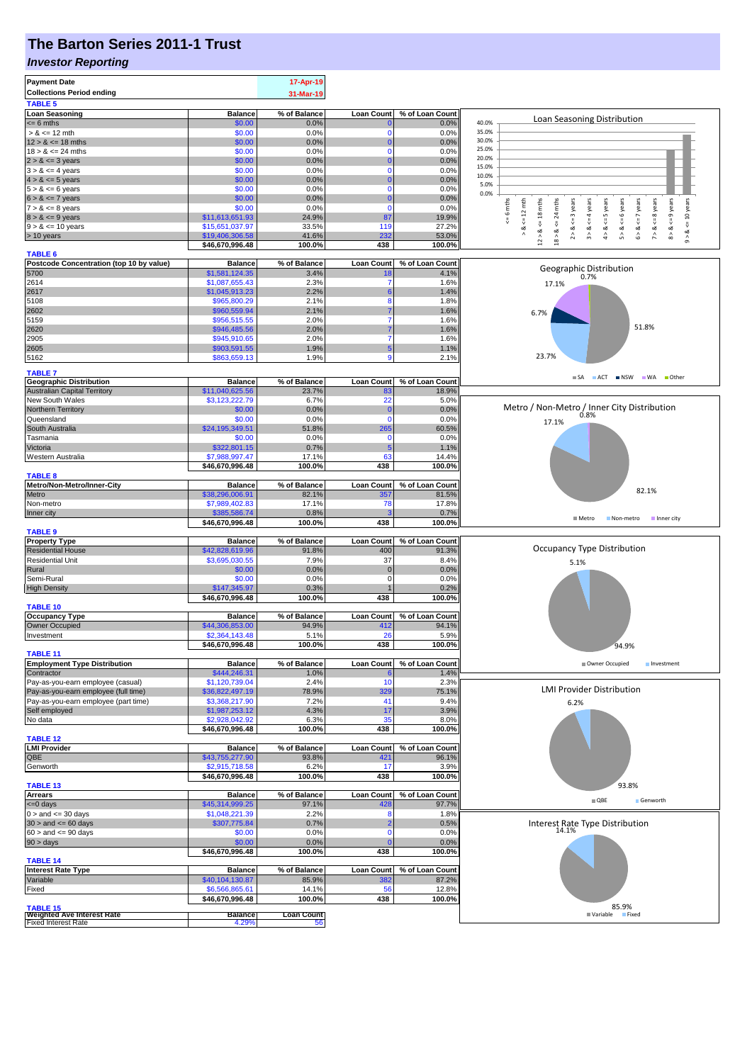# The Barton Series 2011-1 Trust

## *Investor Reporting*

| | |
|---|---|
| **Payment Date** | 17-Apr-19 |
| **Collections Period ending** | 31-Mar-19 |

**TABLE 5**

| Loan Seasoning | Balance | % of Balance | Loan Count | % of Loan Count |
|---|---|---|---|---|
| <= 6 mths | $0.00 | 0.0% | 0 | 0.0% |
| > & <= 12 mth | $0.00 | 0.0% | 0 | 0.0% |
| 12 > & <= 18 mths | $0.00 | 0.0% | 0 | 0.0% |
| 18 > & <= 24 mths | $0.00 | 0.0% | 0 | 0.0% |
| 2 > & <= 3 years | $0.00 | 0.0% | 0 | 0.0% |
| 3 > & <= 4 years | $0.00 | 0.0% | 0 | 0.0% |
| 4 > & <= 5 years | $0.00 | 0.0% | 0 | 0.0% |
| 5 > & <= 6 years | $0.00 | 0.0% | 0 | 0.0% |
| 6 > & <= 7 years | $0.00 | 0.0% | 0 | 0.0% |
| 7 > & <= 8 years | $0.00 | 0.0% | 0 | 0.0% |
| 8 > & <= 9 years | $11,613,651.93 | 24.9% | 87 | 19.9% |
| 9 > & <= 10 years | $15,651,037.97 | 33.5% | 119 | 27.2% |
| > 10 years | $19,406,306.58 | 41.6% | 232 | 53.0% |
| | $46,670,996.48 | 100.0% | 438 | 100.0% |

**TABLE 6**

| Postcode Concentration (top 10 by value) | Balance | % of Balance | Loan Count | % of Loan Count |
|---|---|---|---|---|
| 5700 | $1,581,124.35 | 3.4% | 18 | 4.1% |
| 2614 | $1,087,655.43 | 2.3% | 7 | 1.6% |
| 2617 | $1,045,913.23 | 2.2% | 6 | 1.4% |
| 5108 | $965,800.29 | 2.1% | 8 | 1.8% |
| 2602 | $960,559.94 | 2.1% | 7 | 1.6% |
| 5159 | $956,515.55 | 2.0% | 7 | 1.6% |
| 2620 | $946,485.56 | 2.0% | 7 | 1.6% |
| 2905 | $945,910.65 | 2.0% | 7 | 1.6% |
| 2605 | $903,591.55 | 1.9% | 5 | 1.1% |
| 5162 | $863,659.13 | 1.9% | 9 | 2.1% |

**TABLE 7**

| Geographic Distribution | Balance | % of Balance | Loan Count | % of Loan Count |
|---|---|---|---|---|
| Australian Capital Territory | $11,040,625.56 | 23.7% | 83 | 18.9% |
| New South Wales | $3,123,222.79 | 6.7% | 22 | 5.0% |
| Northern Territory | $0.00 | 0.0% | 0 | 0.0% |
| Queensland | $0.00 | 0.0% | 0 | 0.0% |
| South Australia | $24,195,349.51 | 51.8% | 265 | 60.5% |
| Tasmania | $0.00 | 0.0% | 0 | 0.0% |
| Victoria | $322,801.15 | 0.7% | 5 | 1.1% |
| Western Australia | $7,988,997.47 | 17.1% | 63 | 14.4% |
| | $46,670,996.48 | 100.0% | 438 | 100.0% |

**TABLE 8**

| Metro/Non-Metro/Inner-City | Balance | % of Balance | Loan Count | % of Loan Count |
|---|---|---|---|---|
| Metro | $38,296,006.91 | 82.1% | 357 | 81.5% |
| Non-metro | $7,989,402.83 | 17.1% | 78 | 17.8% |
| Inner city | $385,586.74 | 0.8% | 3 | 0.7% |
| | $46,670,996.48 | 100.0% | 438 | 100.0% |

**TABLE 9**

| Property Type | Balance | % of Balance | Loan Count | % of Loan Count |
|---|---|---|---|---|
| Residential House | $42,828,619.96 | 91.8% | 400 | 91.3% |
| Residential Unit | $3,695,030.55 | 7.9% | 37 | 8.4% |
| Rural | $0.00 | 0.0% | 0 | 0.0% |
| Semi-Rural | $0.00 | 0.0% | 0 | 0.0% |
| High Density | $147,345.97 | 0.3% | 1 | 0.2% |
| | $46,670,996.48 | 100.0% | 438 | 100.0% |

**TABLE 10**

| Occupancy Type | Balance | % of Balance | Loan Count | % of Loan Count |
|---|---|---|---|---|
| Owner Occupied | $44,306,853.00 | 94.9% | 412 | 94.1% |
| Investment | $2,364,143.48 | 5.1% | 26 | 5.9% |
| | $46,670,996.48 | 100.0% | 438 | 100.0% |

**TABLE 11**

| Employment Type Distribution | Balance | % of Balance | Loan Count | % of Loan Count |
|---|---|---|---|---|
| Contractor | $444,246.31 | 1.0% | 6 | 1.4% |
| Pay-as-you-earn employee (casual) | $1,120,739.04 | 2.4% | 10 | 2.3% |
| Pay-as-you-earn employee (full time) | $36,822,497.19 | 78.9% | 329 | 75.1% |
| Pay-as-you-earn employee (part time) | $3,368,217.90 | 7.2% | 41 | 9.4% |
| Self employed | $1,987,253.12 | 4.3% | 17 | 3.9% |
| No data | $2,928,042.92 | 6.3% | 35 | 8.0% |
| | $46,670,996.48 | 100.0% | 438 | 100.0% |

**TABLE 12**

| LMI Provider | Balance | % of Balance | Loan Count | % of Loan Count |
|---|---|---|---|---|
| QBE | $43,755,277.90 | 93.8% | 421 | 96.1% |
| Genworth | $2,915,718.58 | 6.2% | 17 | 3.9% |
| | $46,670,996.48 | 100.0% | 438 | 100.0% |

**TABLE 13**

| Arrears | Balance | % of Balance | Loan Count | % of Loan Count |
|---|---|---|---|---|
| <=0 days | $45,314,999.25 | 97.1% | 428 | 97.7% |
| 0 > and <= 30 days | $1,048,221.39 | 2.2% | 8 | 1.8% |
| 30 > and <= 60 days | $307,775.84 | 0.7% | 2 | 0.5% |
| 60 > and <= 90 days | $0.00 | 0.0% | 0 | 0.0% |
| 90 > days | $0.00 | 0.0% | 0 | 0.0% |
| | $46,670,996.48 | 100.0% | 438 | 100.0% |

**TABLE 14**

| Interest Rate Type | Balance | % of Balance | Loan Count | % of Loan Count |
|---|---|---|---|---|
| Variable | $40,104,130.87 | 85.9% | 382 | 87.2% |
| Fixed | $6,566,865.61 | 14.1% | 56 | 12.8% |
| | $46,670,996.48 | 100.0% | 438 | 100.0% |

**TABLE 15**

| Weighted Ave Interest Rate | Balance | Loan Count |
|---|---|---|
| Fixed Interest Rate | 4.29% | 56 |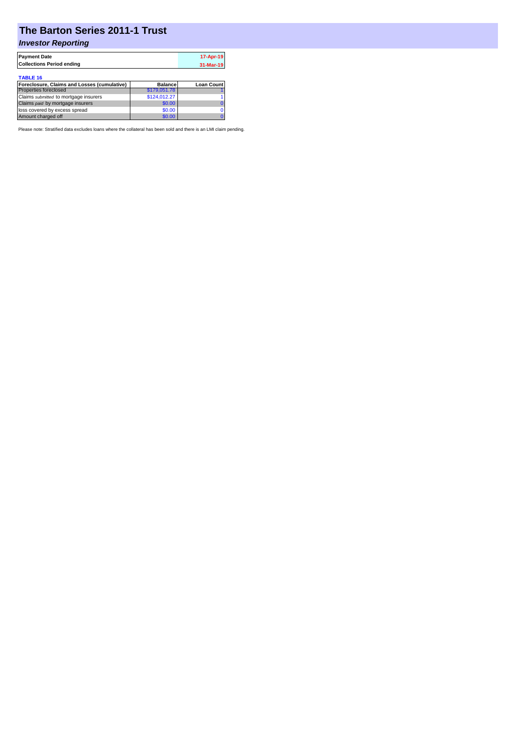# The Barton Series 2011-1 Trust

## *Investor Reporting*

| | |
|---|---|
| **Payment Date** | **17-Apr-19** |
| **Collections Period ending** | **31-Mar-19** |

**TABLE 16**

| Foreclosure, Claims and Losses (cumulative) | Balance | Loan Count |
|---|---|---|
| Properties foreclosed | $179,051.78 | 1 |
| Claims *submitted* to mortgage insurers | $124,012.27 | 1 |
| Claims *paid* by mortgage insurers | $0.00 | 0 |
| loss covered by excess spread | $0.00 | 0 |
| Amount charged off | $0.00 | 0 |

Please note: Stratified data excludes loans where the collateral has been sold and there is an LMI claim pending.